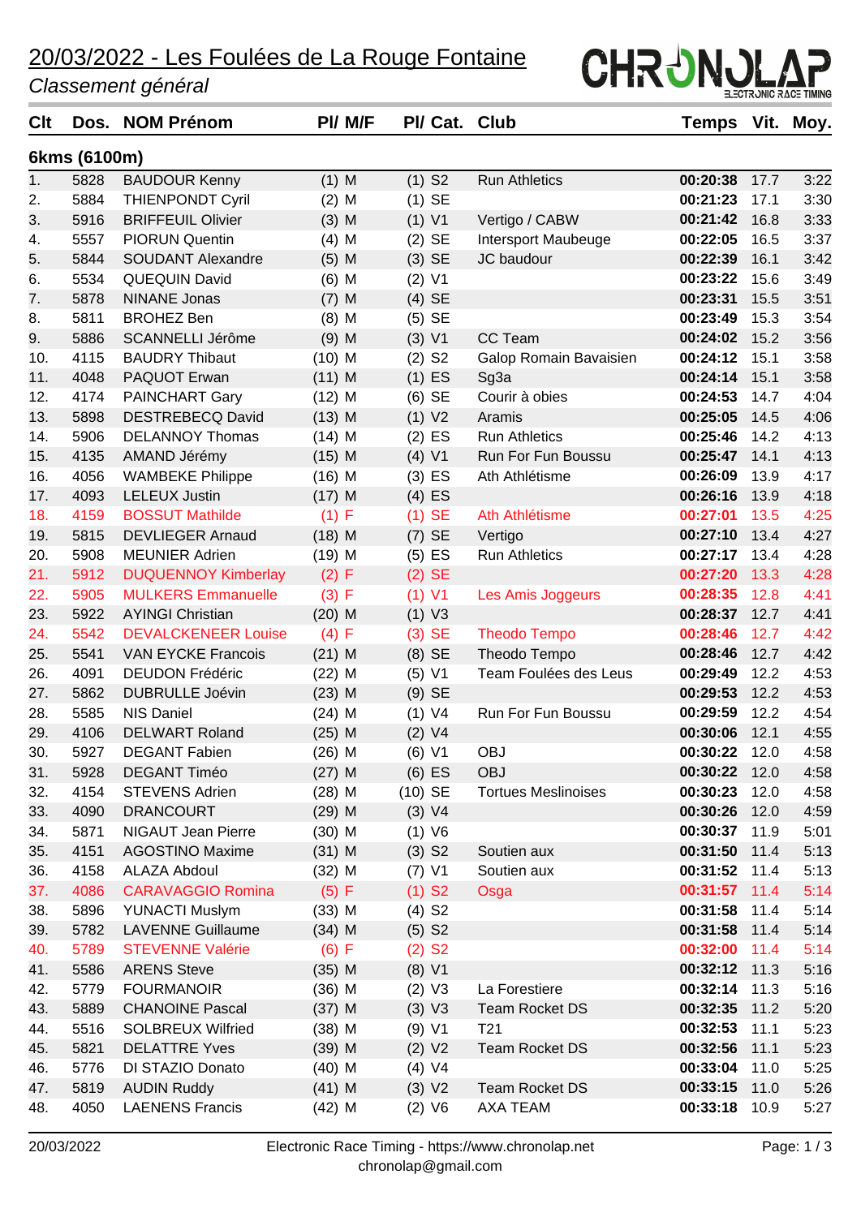# 20/03/2022 - Les Foulées de La Rouge Fontaine

*Classement général*

CHRONOLAP ELECTRONIC RACE TIMING

## 6kms (6100m)

| Clt | Dos. | NOM Prénom | Pl/ M/F | Pl/ Cat. | Club | Temps | Vit. | Moy. |
|---|---|---|---|---|---|---|---|---|
| 1. | 5828 | BAUDOUR Kenny | (1) M | (1) S2 | Run Athletics | **00:20:38** | 17.7 | 3:22 |
| 2. | 5884 | THIENPONDT Cyril | (2) M | (1) SE | | **00:21:23** | 17.1 | 3:30 |
| 3. | 5916 | BRIFFEUIL Olivier | (3) M | (1) V1 | Vertigo / CABW | **00:21:42** | 16.8 | 3:33 |
| 4. | 5557 | PIORUN Quentin | (4) M | (2) SE | Intersport Maubeuge | **00:22:05** | 16.5 | 3:37 |
| 5. | 5844 | SOUDANT Alexandre | (5) M | (3) SE | JC baudour | **00:22:39** | 16.1 | 3:42 |
| 6. | 5534 | QUEQUIN David | (6) M | (2) V1 | | **00:23:22** | 15.6 | 3:49 |
| 7. | 5878 | NINANE Jonas | (7) M | (4) SE | | **00:23:31** | 15.5 | 3:51 |
| 8. | 5811 | BROHEZ Ben | (8) M | (5) SE | | **00:23:49** | 15.3 | 3:54 |
| 9. | 5886 | SCANNELLI Jérôme | (9) M | (3) V1 | CC Team | **00:24:02** | 15.2 | 3:56 |
| 10. | 4115 | BAUDRY Thibaut | (10) M | (2) S2 | Galop Romain Bavaisien | **00:24:12** | 15.1 | 3:58 |
| 11. | 4048 | PAQUOT Erwan | (11) M | (1) ES | Sg3a | **00:24:14** | 15.1 | 3:58 |
| 12. | 4174 | PAINCHART Gary | (12) M | (6) SE | Courir à obies | **00:24:53** | 14.7 | 4:04 |
| 13. | 5898 | DESTREBECQ David | (13) M | (1) V2 | Aramis | **00:25:05** | 14.5 | 4:06 |
| 14. | 5906 | DELANNOY Thomas | (14) M | (2) ES | Run Athletics | **00:25:46** | 14.2 | 4:13 |
| 15. | 4135 | AMAND Jérémy | (15) M | (4) V1 | Run For Fun Boussu | **00:25:47** | 14.1 | 4:13 |
| 16. | 4056 | WAMBEKE Philippe | (16) M | (3) ES | Ath Athlétisme | **00:26:09** | 13.9 | 4:17 |
| 17. | 4093 | LELEUX Justin | (17) M | (4) ES | | **00:26:16** | 13.9 | 4:18 |
| 18. | 4159 | BOSSUT Mathilde | (1) F | (1) SE | Ath Athlétisme | **00:27:01** | 13.5 | 4:25 |
| 19. | 5815 | DEVLIEGER Arnaud | (18) M | (7) SE | Vertigo | **00:27:10** | 13.4 | 4:27 |
| 20. | 5908 | MEUNIER Adrien | (19) M | (5) ES | Run Athletics | **00:27:17** | 13.4 | 4:28 |
| 21. | 5912 | DUQUENNOY Kimberlay | (2) F | (2) SE | | **00:27:20** | 13.3 | 4:28 |
| 22. | 5905 | MULKERS Emmanuelle | (3) F | (1) V1 | Les Amis Joggeurs | **00:28:35** | 12.8 | 4:41 |
| 23. | 5922 | AYINGI Christian | (20) M | (1) V3 | | **00:28:37** | 12.7 | 4:41 |
| 24. | 5542 | DEVALCKENEER Louise | (4) F | (3) SE | Theodo Tempo | **00:28:46** | 12.7 | 4:42 |
| 25. | 5541 | VAN EYCKE Francois | (21) M | (8) SE | Theodo Tempo | **00:28:46** | 12.7 | 4:42 |
| 26. | 4091 | DEUDON Frédéric | (22) M | (5) V1 | Team Foulées des Leus | **00:29:49** | 12.2 | 4:53 |
| 27. | 5862 | DUBRULLE Joévin | (23) M | (9) SE | | **00:29:53** | 12.2 | 4:53 |
| 28. | 5585 | NIS Daniel | (24) M | (1) V4 | Run For Fun Boussu | **00:29:59** | 12.2 | 4:54 |
| 29. | 4106 | DELWART Roland | (25) M | (2) V4 | | **00:30:06** | 12.1 | 4:55 |
| 30. | 5927 | DEGANT Fabien | (26) M | (6) V1 | OBJ | **00:30:22** | 12.0 | 4:58 |
| 31. | 5928 | DEGANT Timéo | (27) M | (6) ES | OBJ | **00:30:22** | 12.0 | 4:58 |
| 32. | 4154 | STEVENS Adrien | (28) M | (10) SE | Tortues Meslinoises | **00:30:23** | 12.0 | 4:58 |
| 33. | 4090 | DRANCOURT | (29) M | (3) V4 | | **00:30:26** | 12.0 | 4:59 |
| 34. | 5871 | NIGAUT Jean Pierre | (30) M | (1) V6 | | **00:30:37** | 11.9 | 5:01 |
| 35. | 4151 | AGOSTINO Maxime | (31) M | (3) S2 | Soutien aux | **00:31:50** | 11.4 | 5:13 |
| 36. | 4158 | ALAZA Abdoul | (32) M | (7) V1 | Soutien aux | **00:31:52** | 11.4 | 5:13 |
| 37. | 4086 | CARAVAGGIO Romina | (5) F | (1) S2 | Osga | **00:31:57** | 11.4 | 5:14 |
| 38. | 5896 | YUNACTI Muslym | (33) M | (4) S2 | | **00:31:58** | 11.4 | 5:14 |
| 39. | 5782 | LAVENNE Guillaume | (34) M | (5) S2 | | **00:31:58** | 11.4 | 5:14 |
| 40. | 5789 | STEVENNE Valérie | (6) F | (2) S2 | | **00:32:00** | 11.4 | 5:14 |
| 41. | 5586 | ARENS Steve | (35) M | (8) V1 | | **00:32:12** | 11.3 | 5:16 |
| 42. | 5779 | FOURMANOIR | (36) M | (2) V3 | La Forestiere | **00:32:14** | 11.3 | 5:16 |
| 43. | 5889 | CHANOINE Pascal | (37) M | (3) V3 | Team Rocket DS | **00:32:35** | 11.2 | 5:20 |
| 44. | 5516 | SOLBREUX Wilfried | (38) M | (9) V1 | T21 | **00:32:53** | 11.1 | 5:23 |
| 45. | 5821 | DELATTRE Yves | (39) M | (2) V2 | Team Rocket DS | **00:32:56** | 11.1 | 5:23 |
| 46. | 5776 | DI STAZIO Donato | (40) M | (4) V4 | | **00:33:04** | 11.0 | 5:25 |
| 47. | 5819 | AUDIN Ruddy | (41) M | (3) V2 | Team Rocket DS | **00:33:15** | 11.0 | 5:26 |
| 48. | 4050 | LAENENS Francis | (42) M | (2) V6 | AXA TEAM | **00:33:18** | 10.9 | 5:27 |

20/03/2022 — Electronic Race Timing - https://www.chronolap.net chronolap@gmail.com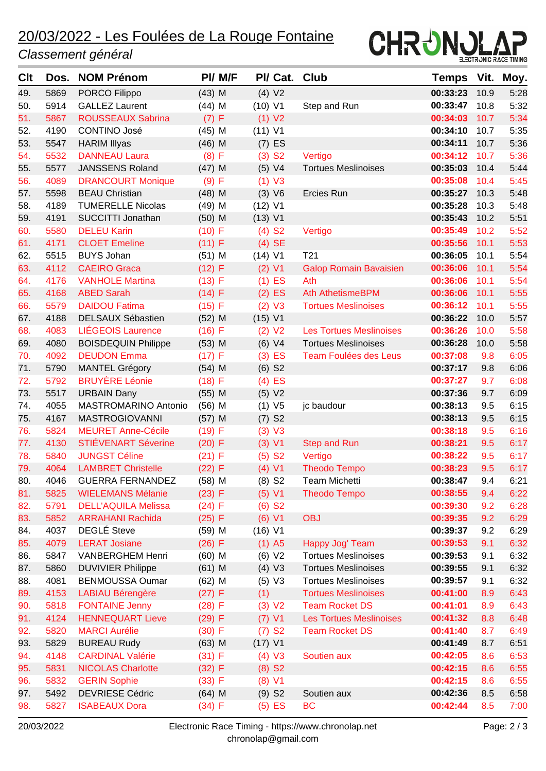# 20/03/2022 - Les Foulées de La Rouge Fontaine

*Classement général*

| Clt | Dos. | NOM Prénom | Pl/ M/F | Pl/ Cat. | Club | Temps | Vit. | Moy. |
|---|---|---|---|---|---|---|---|---|
| 49. | 5869 | PORCO Filippo | (43) M | (4) V2 | | 00:33:23 | 10.9 | 5:28 |
| 50. | 5914 | GALLEZ Laurent | (44) M | (10) V1 | Step and Run | 00:33:47 | 10.8 | 5:32 |
| 51. | 5867 | ROUSSEAUX Sabrina | (7) F | (1) V2 | | 00:34:03 | 10.7 | 5:34 |
| 52. | 4190 | CONTINO José | (45) M | (11) V1 | | 00:34:10 | 10.7 | 5:35 |
| 53. | 5547 | HARIM Illyas | (46) M | (7) ES | | 00:34:11 | 10.7 | 5:36 |
| 54. | 5532 | DANNEAU Laura | (8) F | (3) S2 | Vertigo | 00:34:12 | 10.7 | 5:36 |
| 55. | 5577 | JANSSENS Roland | (47) M | (5) V4 | Tortues Meslinoises | 00:35:03 | 10.4 | 5:44 |
| 56. | 4089 | DRANCOURT Monique | (9) F | (1) V3 | | 00:35:08 | 10.4 | 5:45 |
| 57. | 5598 | BEAU Christian | (48) M | (3) V6 | Ercies Run | 00:35:27 | 10.3 | 5:48 |
| 58. | 4189 | TUMERELLE Nicolas | (49) M | (12) V1 | | 00:35:28 | 10.3 | 5:48 |
| 59. | 4191 | SUCCITTI Jonathan | (50) M | (13) V1 | | 00:35:43 | 10.2 | 5:51 |
| 60. | 5580 | DELEU Karin | (10) F | (4) S2 | Vertigo | 00:35:49 | 10.2 | 5:52 |
| 61. | 4171 | CLOET Emeline | (11) F | (4) SE | | 00:35:56 | 10.1 | 5:53 |
| 62. | 5515 | BUYS Johan | (51) M | (14) V1 | T21 | 00:36:05 | 10.1 | 5:54 |
| 63. | 4112 | CAEIRO Graca | (12) F | (2) V1 | Galop Romain Bavaisien | 00:36:06 | 10.1 | 5:54 |
| 64. | 4176 | VANHOLE Martina | (13) F | (1) ES | Ath | 00:36:06 | 10.1 | 5:54 |
| 65. | 4168 | ABED Sarah | (14) F | (2) ES | Ath AthetismeBPM | 00:36:06 | 10.1 | 5:55 |
| 66. | 5579 | DAIDOU Fatima | (15) F | (2) V3 | Tortues Meslinoises | 00:36:12 | 10.1 | 5:55 |
| 67. | 4188 | DELSAUX Sébastien | (52) M | (15) V1 | | 00:36:22 | 10.0 | 5:57 |
| 68. | 4083 | LIÉGEOIS Laurence | (16) F | (2) V2 | Les Tortues Meslinoises | 00:36:26 | 10.0 | 5:58 |
| 69. | 4080 | BOISDEQUIN Philippe | (53) M | (6) V4 | Tortues Meslinoises | 00:36:28 | 10.0 | 5:58 |
| 70. | 4092 | DEUDON Emma | (17) F | (3) ES | Team Foulées des Leus | 00:37:08 | 9.8 | 6:05 |
| 71. | 5790 | MANTEL Grégory | (54) M | (6) S2 | | 00:37:17 | 9.8 | 6:06 |
| 72. | 5792 | BRUYÈRE Léonie | (18) F | (4) ES | | 00:37:27 | 9.7 | 6:08 |
| 73. | 5517 | URBAIN Dany | (55) M | (5) V2 | | 00:37:36 | 9.7 | 6:09 |
| 74. | 4055 | MASTROMARINO Antonio | (56) M | (1) V5 | jc baudour | 00:38:13 | 9.5 | 6:15 |
| 75. | 4167 | MASTROGIOVANNI | (57) M | (7) S2 | | 00:38:13 | 9.5 | 6:15 |
| 76. | 5824 | MEURET Anne-Cécile | (19) F | (3) V3 | | 00:38:18 | 9.5 | 6:16 |
| 77. | 4130 | STIÉVENART Séverine | (20) F | (3) V1 | Step and Run | 00:38:21 | 9.5 | 6:17 |
| 78. | 5840 | JUNGST Céline | (21) F | (5) S2 | Vertigo | 00:38:22 | 9.5 | 6:17 |
| 79. | 4064 | LAMBRET Christelle | (22) F | (4) V1 | Theodo Tempo | 00:38:23 | 9.5 | 6:17 |
| 80. | 4046 | GUERRA FERNANDEZ | (58) M | (8) S2 | Team Michetti | 00:38:47 | 9.4 | 6:21 |
| 81. | 5825 | WIELEMANS Mélanie | (23) F | (5) V1 | Theodo Tempo | 00:38:55 | 9.4 | 6:22 |
| 82. | 5791 | DELL'AQUILA Melissa | (24) F | (6) S2 | | 00:39:30 | 9.2 | 6:28 |
| 83. | 5852 | ARRAHANI Rachida | (25) F | (6) V1 | OBJ | 00:39:35 | 9.2 | 6:29 |
| 84. | 4037 | DEGLÉ Steve | (59) M | (16) V1 | | 00:39:37 | 9.2 | 6:29 |
| 85. | 4079 | LERAT Josiane | (26) F | (1) A5 | Happy Jog' Team | 00:39:53 | 9.1 | 6:32 |
| 86. | 5847 | VANBERGHEM Henri | (60) M | (6) V2 | Tortues Meslinoises | 00:39:53 | 9.1 | 6:32 |
| 87. | 5860 | DUVIVIER Philippe | (61) M | (4) V3 | Tortues Meslinoises | 00:39:55 | 9.1 | 6:32 |
| 88. | 4081 | BENMOUSSA Oumar | (62) M | (5) V3 | Tortues Meslinoises | 00:39:57 | 9.1 | 6:32 |
| 89. | 4153 | LABIAU Bérengère | (27) F | (1) | Tortues Meslinoises | 00:41:00 | 8.9 | 6:43 |
| 90. | 5818 | FONTAINE Jenny | (28) F | (3) V2 | Team Rocket DS | 00:41:01 | 8.9 | 6:43 |
| 91. | 4124 | HENNEQUART Lieve | (29) F | (7) V1 | Les Tortues Meslinoises | 00:41:32 | 8.8 | 6:48 |
| 92. | 5820 | MARCI Aurélie | (30) F | (7) S2 | Team Rocket DS | 00:41:40 | 8.7 | 6:49 |
| 93. | 5829 | BUREAU Rudy | (63) M | (17) V1 | | 00:41:49 | 8.7 | 6:51 |
| 94. | 4148 | CARDINAL Valérie | (31) F | (4) V3 | Soutien aux | 00:42:05 | 8.6 | 6:53 |
| 95. | 5831 | NICOLAS Charlotte | (32) F | (8) S2 | | 00:42:15 | 8.6 | 6:55 |
| 96. | 5832 | GERIN Sophie | (33) F | (8) V1 | | 00:42:15 | 8.6 | 6:55 |
| 97. | 5492 | DEVRIESE Cédric | (64) M | (9) S2 | Soutien aux | 00:42:36 | 8.5 | 6:58 |
| 98. | 5827 | ISABEAUX Dora | (34) F | (5) ES | BC | 00:42:44 | 8.5 | 7:00 |

20/03/2022 — Electronic Race Timing - https://www.chronolap.net — chronolap@gmail.com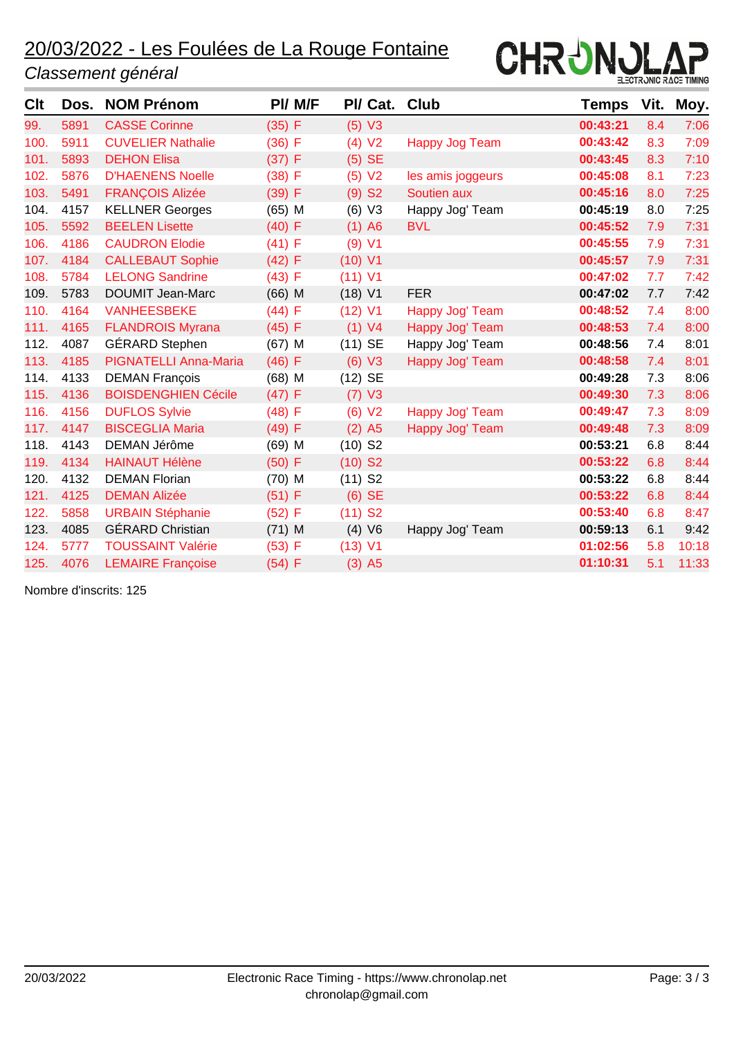# 20/03/2022 - Les Foulées de La Rouge Fontaine

*Classement général*

| Clt | Dos. | NOM Prénom | Pl/ M/F | Pl/ Cat. | Club | Temps | Vit. | Moy. |
|---|---|---|---|---|---|---|---|---|
| 99. | 5891 | CASSE Corinne | (35) F | (5) V3 | | 00:43:21 | 8.4 | 7:06 |
| 100. | 5911 | CUVELIER Nathalie | (36) F | (4) V2 | Happy Jog Team | 00:43:42 | 8.3 | 7:09 |
| 101. | 5893 | DEHON Elisa | (37) F | (5) SE | | 00:43:45 | 8.3 | 7:10 |
| 102. | 5876 | D'HAENENS Noelle | (38) F | (5) V2 | les amis joggeurs | 00:45:08 | 8.1 | 7:23 |
| 103. | 5491 | FRANÇOIS Alizée | (39) F | (9) S2 | Soutien aux | 00:45:16 | 8.0 | 7:25 |
| 104. | 4157 | KELLNER Georges | (65) M | (6) V3 | Happy Jog' Team | 00:45:19 | 8.0 | 7:25 |
| 105. | 5592 | BEELEN Lisette | (40) F | (1) A6 | BVL | 00:45:52 | 7.9 | 7:31 |
| 106. | 4186 | CAUDRON Elodie | (41) F | (9) V1 | | 00:45:55 | 7.9 | 7:31 |
| 107. | 4184 | CALLEBAUT Sophie | (42) F | (10) V1 | | 00:45:57 | 7.9 | 7:31 |
| 108. | 5784 | LELONG Sandrine | (43) F | (11) V1 | | 00:47:02 | 7.7 | 7:42 |
| 109. | 5783 | DOUMIT Jean-Marc | (66) M | (18) V1 | FER | 00:47:02 | 7.7 | 7:42 |
| 110. | 4164 | VANHEESBEKE | (44) F | (12) V1 | Happy Jog' Team | 00:48:52 | 7.4 | 8:00 |
| 111. | 4165 | FLANDROIS Myrana | (45) F | (1) V4 | Happy Jog' Team | 00:48:53 | 7.4 | 8:00 |
| 112. | 4087 | GÉRARD Stephen | (67) M | (11) SE | Happy Jog' Team | 00:48:56 | 7.4 | 8:01 |
| 113. | 4185 | PIGNATELLI Anna-Maria | (46) F | (6) V3 | Happy Jog' Team | 00:48:58 | 7.4 | 8:01 |
| 114. | 4133 | DEMAN François | (68) M | (12) SE | | 00:49:28 | 7.3 | 8:06 |
| 115. | 4136 | BOISDENGHIEN Cécile | (47) F | (7) V3 | | 00:49:30 | 7.3 | 8:06 |
| 116. | 4156 | DUFLOS Sylvie | (48) F | (6) V2 | Happy Jog' Team | 00:49:47 | 7.3 | 8:09 |
| 117. | 4147 | BISCEGLIA Maria | (49) F | (2) A5 | Happy Jog' Team | 00:49:48 | 7.3 | 8:09 |
| 118. | 4143 | DEMAN Jérôme | (69) M | (10) S2 | | 00:53:21 | 6.8 | 8:44 |
| 119. | 4134 | HAINAUT Hélène | (50) F | (10) S2 | | 00:53:22 | 6.8 | 8:44 |
| 120. | 4132 | DEMAN Florian | (70) M | (11) S2 | | 00:53:22 | 6.8 | 8:44 |
| 121. | 4125 | DEMAN Alizée | (51) F | (6) SE | | 00:53:22 | 6.8 | 8:44 |
| 122. | 5858 | URBAIN Stéphanie | (52) F | (11) S2 | | 00:53:40 | 6.8 | 8:47 |
| 123. | 4085 | GÉRARD Christian | (71) M | (4) V6 | Happy Jog' Team | 00:59:13 | 6.1 | 9:42 |
| 124. | 5777 | TOUSSAINT Valérie | (53) F | (13) V1 | | 01:02:56 | 5.8 | 10:18 |
| 125. | 4076 | LEMAIRE Françoise | (54) F | (3) A5 | | 01:10:31 | 5.1 | 11:33 |

Nombre d'inscrits: 125